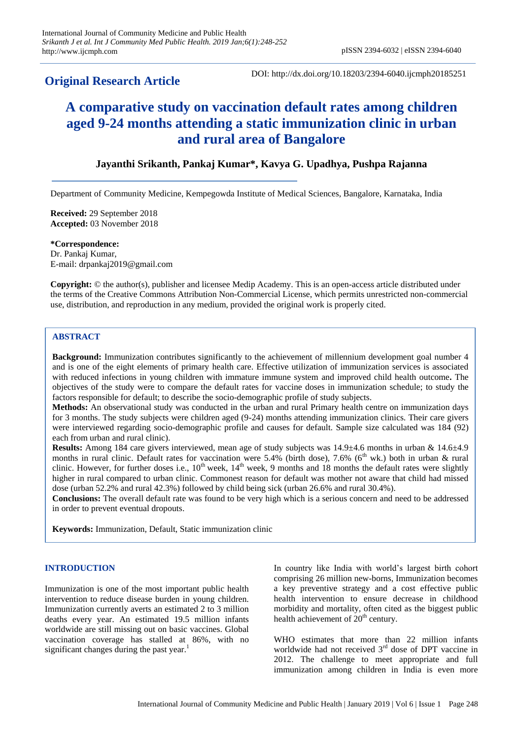**Original Research Article**

DOI: http://dx.doi.org/10.18203/2394-6040.ijcmph20185251

# A comparative study on vaccination default rates among children aged 9-24 months attending a static immunization clinic in urban and rural area of Bangalore

**Jayanthi Srikanth, Pankaj Kumar*, Kavya G. Upadhya, Pushpa Rajanna**

Department of Community Medicine, Kempegowda Institute of Medical Sciences, Bangalore, Karnataka, India

**Received:** 29 September 2018
**Accepted:** 03 November 2018

**\*Correspondence:**
Dr. Pankaj Kumar,
E-mail: drpankaj2019@gmail.com

**Copyright:** © the author(s), publisher and licensee Medip Academy. This is an open-access article distributed under the terms of the Creative Commons Attribution Non-Commercial License, which permits unrestricted non-commercial use, distribution, and reproduction in any medium, provided the original work is properly cited.

## ABSTRACT

**Background:** Immunization contributes significantly to the achievement of millennium development goal number 4 and is one of the eight elements of primary health care. Effective utilization of immunization services is associated with reduced infections in young children with immature immune system and improved child health outcome**.** The objectives of the study were to compare the default rates for vaccine doses in immunization schedule; to study the factors responsible for default; to describe the socio-demographic profile of study subjects.

**Methods:** An observational study was conducted in the urban and rural Primary health centre on immunization days for 3 months. The study subjects were children aged (9-24) months attending immunization clinics. Their care givers were interviewed regarding socio-demographic profile and causes for default. Sample size calculated was 184 (92) each from urban and rural clinic).

**Results:** Among 184 care givers interviewed, mean age of study subjects was 14.9±4.6 months in urban & 14.6±4.9 months in rural clinic. Default rates for vaccination were 5.4% (birth dose), 7.6% (6th wk.) both in urban & rural clinic. However, for further doses i.e., 10th week, 14th week, 9 months and 18 months the default rates were slightly higher in rural compared to urban clinic. Commonest reason for default was mother not aware that child had missed dose (urban 52.2% and rural 42.3%) followed by child being sick (urban 26.6% and rural 30.4%).

**Conclusions:** The overall default rate was found to be very high which is a serious concern and need to be addressed in order to prevent eventual dropouts.

**Keywords:** Immunization, Default, Static immunization clinic

## INTRODUCTION

Immunization is one of the most important public health intervention to reduce disease burden in young children. Immunization currently averts an estimated 2 to 3 million deaths every year. An estimated 19.5 million infants worldwide are still missing out on basic vaccines. Global vaccination coverage has stalled at 86%, with no significant changes during the past year.[1]

In country like India with world's largest birth cohort comprising 26 million new-borns, Immunization becomes a key preventive strategy and a cost effective public health intervention to ensure decrease in childhood morbidity and mortality, often cited as the biggest public health achievement of 20th century.

WHO estimates that more than 22 million infants worldwide had not received 3rd dose of DPT vaccine in 2012. The challenge to meet appropriate and full immunization among children in India is even more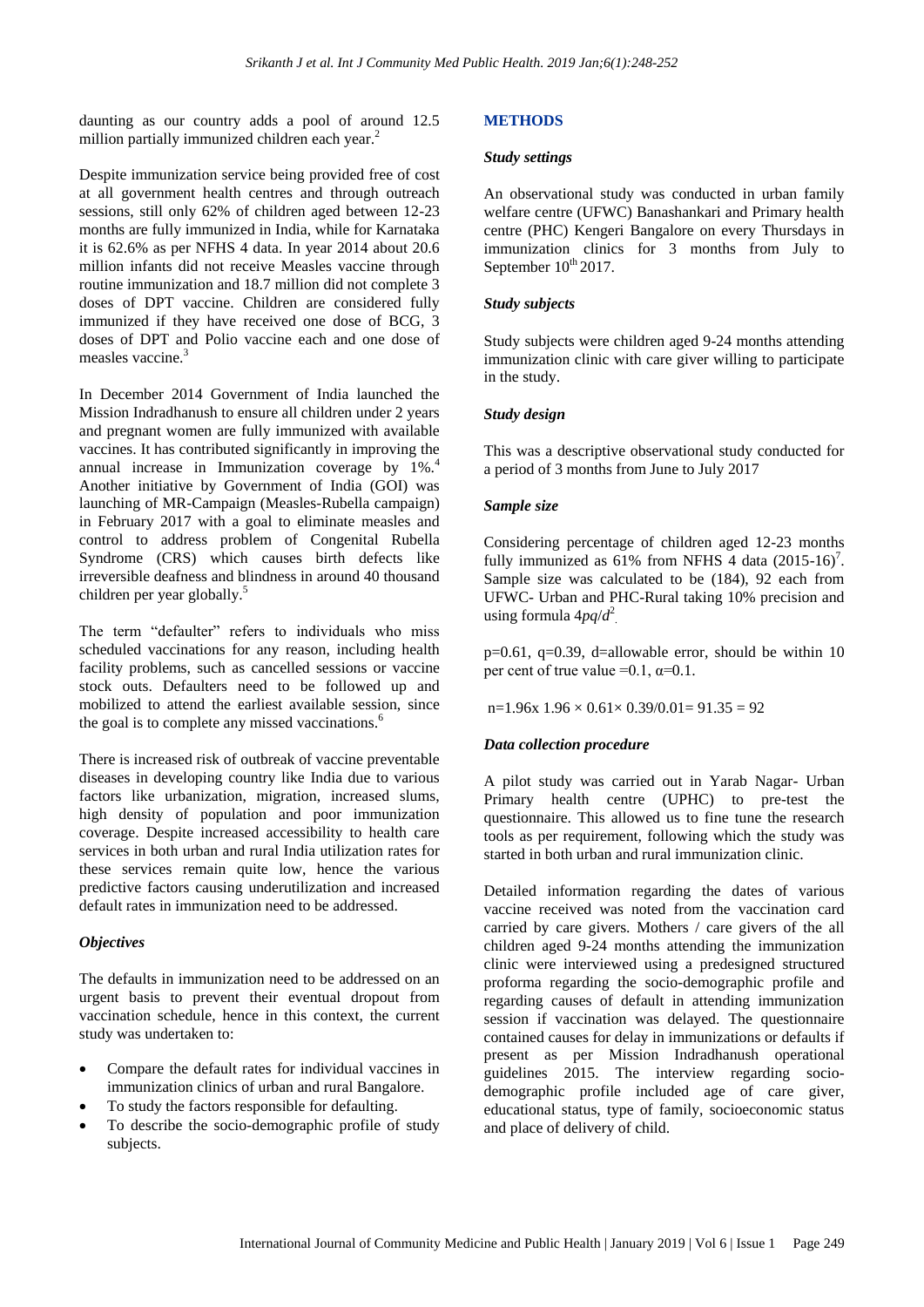daunting as our country adds a pool of around 12.5 million partially immunized children each year.[2]

Despite immunization service being provided free of cost at all government health centres and through outreach sessions, still only 62% of children aged between 12-23 months are fully immunized in India, while for Karnataka it is 62.6% as per NFHS 4 data. In year 2014 about 20.6 million infants did not receive Measles vaccine through routine immunization and 18.7 million did not complete 3 doses of DPT vaccine. Children are considered fully immunized if they have received one dose of BCG, 3 doses of DPT and Polio vaccine each and one dose of measles vaccine.[3]

In December 2014 Government of India launched the Mission Indradhanush to ensure all children under 2 years and pregnant women are fully immunized with available vaccines. It has contributed significantly in improving the annual increase in Immunization coverage by 1%.[4] Another initiative by Government of India (GOI) was launching of MR-Campaign (Measles-Rubella campaign) in February 2017 with a goal to eliminate measles and control to address problem of Congenital Rubella Syndrome (CRS) which causes birth defects like irreversible deafness and blindness in around 40 thousand children per year globally.[5]

The term "defaulter" refers to individuals who miss scheduled vaccinations for any reason, including health facility problems, such as cancelled sessions or vaccine stock outs. Defaulters need to be followed up and mobilized to attend the earliest available session, since the goal is to complete any missed vaccinations.[6]

There is increased risk of outbreak of vaccine preventable diseases in developing country like India due to various factors like urbanization, migration, increased slums, high density of population and poor immunization coverage. Despite increased accessibility to health care services in both urban and rural India utilization rates for these services remain quite low, hence the various predictive factors causing underutilization and increased default rates in immunization need to be addressed.

### *Objectives*

The defaults in immunization need to be addressed on an urgent basis to prevent their eventual dropout from vaccination schedule, hence in this context, the current study was undertaken to:

- Compare the default rates for individual vaccines in immunization clinics of urban and rural Bangalore.
- To study the factors responsible for defaulting.
- To describe the socio-demographic profile of study subjects.

## METHODS

### *Study settings*

An observational study was conducted in urban family welfare centre (UFWC) Banashankari and Primary health centre (PHC) Kengeri Bangalore on every Thursdays in immunization clinics for 3 months from July to September 10th 2017.

### *Study subjects*

Study subjects were children aged 9-24 months attending immunization clinic with care giver willing to participate in the study.

### *Study design*

This was a descriptive observational study conducted for a period of 3 months from June to July 2017

### *Sample size*

Considering percentage of children aged 12-23 months fully immunized as 61% from NFHS 4 data (2015-16)[7]. Sample size was calculated to be (184), 92 each from UFWC- Urban and PHC-Rural taking 10% precision and using formula $4pq/d^2$.

p=0.61, q=0.39, d=allowable error, should be within 10 per cent of true value =0.1, α=0.1.

$n=1.96\times 1.96\times 0.61\times 0.39/0.01= 91.35 = 92$

### *Data collection procedure*

A pilot study was carried out in Yarab Nagar- Urban Primary health centre (UPHC) to pre-test the questionnaire. This allowed us to fine tune the research tools as per requirement, following which the study was started in both urban and rural immunization clinic.

Detailed information regarding the dates of various vaccine received was noted from the vaccination card carried by care givers. Mothers / care givers of the all children aged 9-24 months attending the immunization clinic were interviewed using a predesigned structured proforma regarding the socio-demographic profile and regarding causes of default in attending immunization session if vaccination was delayed. The questionnaire contained causes for delay in immunizations or defaults if present as per Mission Indradhanush operational guidelines 2015. The interview regarding socio-demographic profile included age of care giver, educational status, type of family, socioeconomic status and place of delivery of child.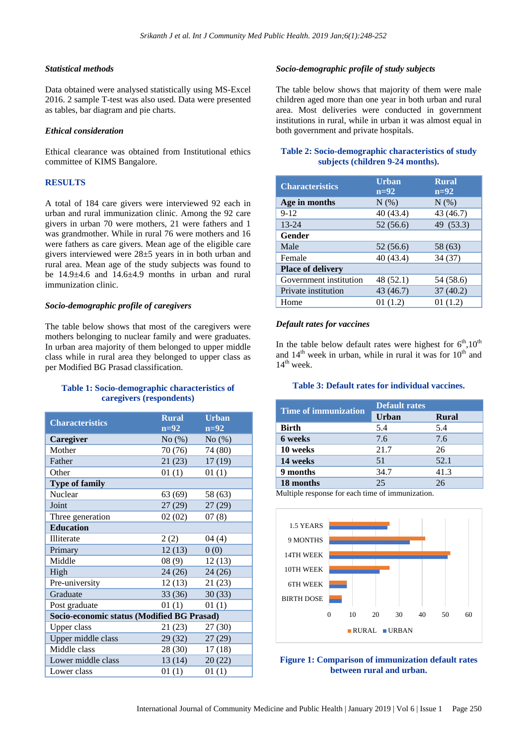### Statistical methods

Data obtained were analysed statistically using MS-Excel 2016. 2 sample T-test was also used. Data were presented as tables, bar diagram and pie charts.

### Ethical consideration

Ethical clearance was obtained from Institutional ethics committee of KIMS Bangalore.

## RESULTS

A total of 184 care givers were interviewed 92 each in urban and rural immunization clinic. Among the 92 care givers in urban 70 were mothers, 21 were fathers and 1 was grandmother. While in rural 76 were mothers and 16 were fathers as care givers. Mean age of the eligible care givers interviewed were 28±5 years in both urban and rural area. Mean age of the study subjects was found to be 14.9±4.6 and 14.6±4.9 months in urban and rural immunization clinic.

### Socio-demographic profile of caregivers

The table below shows that most of the caregivers were mothers belonging to nuclear family and were graduates. In urban area majority of them belonged to upper middle class while in rural area they belonged to upper class as per Modified BG Prasad classification.

**Table 1: Socio-demographic characteristics of caregivers (respondents)**

| Characteristics | Rural n=92 | Urban n=92 |
|---|---|---|
| **Caregiver** | No (%) | No (%) |
| Mother | 70 (76) | 74 (80) |
| Father | 21 (23) | 17 (19) |
| Other | 01 (1) | 01 (1) |
| **Type of family** | | |
| Nuclear | 63 (69) | 58 (63) |
| Joint | 27 (29) | 27 (29) |
| Three generation | 02 (02) | 07 (8) |
| **Education** | | |
| Illiterate | 2 (2) | 04 (4) |
| Primary | 12 (13) | 0 (0) |
| Middle | 08 (9) | 12 (13) |
| High | 24 (26) | 24 (26) |
| Pre-university | 12 (13) | 21 (23) |
| Graduate | 33 (36) | 30 (33) |
| Post graduate | 01 (1) | 01 (1) |
| **Socio-economic status (Modified BG Prasad)** | | |
| Upper class | 21 (23) | 27 (30) |
| Upper middle class | 29 (32) | 27 (29) |
| Middle class | 28 (30) | 17 (18) |
| Lower middle class | 13 (14) | 20 (22) |
| Lower class | 01 (1) | 01 (1) |

### Socio-demographic profile of study subjects

The table below shows that majority of them were male children aged more than one year in both urban and rural area. Most deliveries were conducted in government institutions in rural, while in urban it was almost equal in both government and private hospitals.

**Table 2: Socio-demographic characteristics of study subjects (children 9-24 months).**

| Characteristics | Urban n=92 | Rural n=92 |
|---|---|---|
| **Age in months** | N (%) | N (%) |
| 9-12 | 40 (43.4) | 43 (46.7) |
| 13-24 | 52 (56.6) | 49 (53.3) |
| **Gender** | | |
| Male | 52 (56.6) | 58 (63) |
| Female | 40 (43.4) | 34 (37) |
| **Place of delivery** | | |
| Government institution | 48 (52.1) | 54 (58.6) |
| Private institution | 43 (46.7) | 37 (40.2) |
| Home | 01 (1.2) | 01 (1.2) |

### Default rates for vaccines

In the table below default rates were highest for 6[th],10[th] and 14[th] week in urban, while in rural it was for 10[th] and 14[th] week.

**Table 3: Default rates for individual vaccines.**

| Time of immunization | Default rates | |
|---|---|---|
| | Urban | Rural |
| **Birth** | 5.4 | 5.4 |
| **6 weeks** | 7.6 | 7.6 |
| **10 weeks** | 21.7 | 26 |
| **14 weeks** | 51 | 52.1 |
| **9 months** | 34.7 | 41.3 |
| **18 months** | 25 | 26 |

Multiple response for each time of immunization.

**Figure 1: Comparison of immunization default rates between rural and urban.**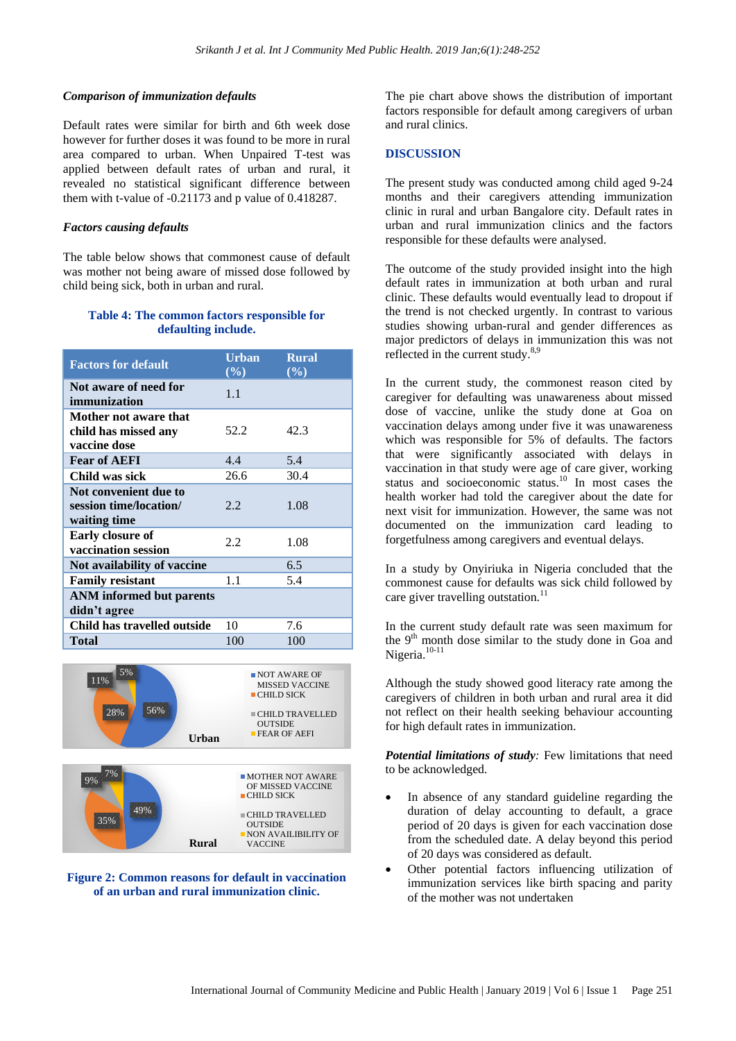### *Comparison of immunization defaults*

Default rates were similar for birth and 6th week dose however for further doses it was found to be more in rural area compared to urban. When Unpaired T-test was applied between default rates of urban and rural, it revealed no statistical significant difference between them with t-value of -0.21173 and p value of 0.418287.

### *Factors causing defaults*

The table below shows that commonest cause of default was mother not being aware of missed dose followed by child being sick, both in urban and rural.

**Table 4: The common factors responsible for defaulting include.**

| Factors for default | Urban (%) | Rural (%) |
|---|---|---|
| Not aware of need for immunization | 1.1 | |
| Mother not aware that child has missed any vaccine dose | 52.2 | 42.3 |
| Fear of AEFI | 4.4 | 5.4 |
| Child was sick | 26.6 | 30.4 |
| Not convenient due to session time/location/ waiting time | 2.2 | 1.08 |
| Early closure of vaccination session | 2.2 | 1.08 |
| Not availability of vaccine | | 6.5 |
| Family resistant | 1.1 | 5.4 |
| ANM informed but parents didn't agree | | |
| Child has travelled outside | 10 | 7.6 |
| Total | 100 | 100 |

**Figure 2: Common reasons for default in vaccination of an urban and rural immunization clinic.**

The pie chart above shows the distribution of important factors responsible for default among caregivers of urban and rural clinics.

## DISCUSSION

The present study was conducted among child aged 9-24 months and their caregivers attending immunization clinic in rural and urban Bangalore city. Default rates in urban and rural immunization clinics and the factors responsible for these defaults were analysed.

The outcome of the study provided insight into the high default rates in immunization at both urban and rural clinic. These defaults would eventually lead to dropout if the trend is not checked urgently. In contrast to various studies showing urban-rural and gender differences as major predictors of delays in immunization this was not reflected in the current study.[8,9]

In the current study, the commonest reason cited by caregiver for defaulting was unawareness about missed dose of vaccine, unlike the study done at Goa on vaccination delays among under five it was unawareness which was responsible for 5% of defaults. The factors that were significantly associated with delays in vaccination in that study were age of care giver, working status and socioeconomic status.[10] In most cases the health worker had told the caregiver about the date for next visit for immunization. However, the same was not documented on the immunization card leading to forgetfulness among caregivers and eventual delays.

In a study by Onyiriuka in Nigeria concluded that the commonest cause for defaults was sick child followed by care giver travelling outstation.[11]

In the current study default rate was seen maximum for the 9th month dose similar to the study done in Goa and Nigeria.[10-11]

Although the study showed good literacy rate among the caregivers of children in both urban and rural area it did not reflect on their health seeking behaviour accounting for high default rates in immunization.

***Potential limitations of study***: Few limitations that need to be acknowledged.

- In absence of any standard guideline regarding the duration of delay accounting to default, a grace period of 20 days is given for each vaccination dose from the scheduled date. A delay beyond this period of 20 days was considered as default.
- Other potential factors influencing utilization of immunization services like birth spacing and parity of the mother was not undertaken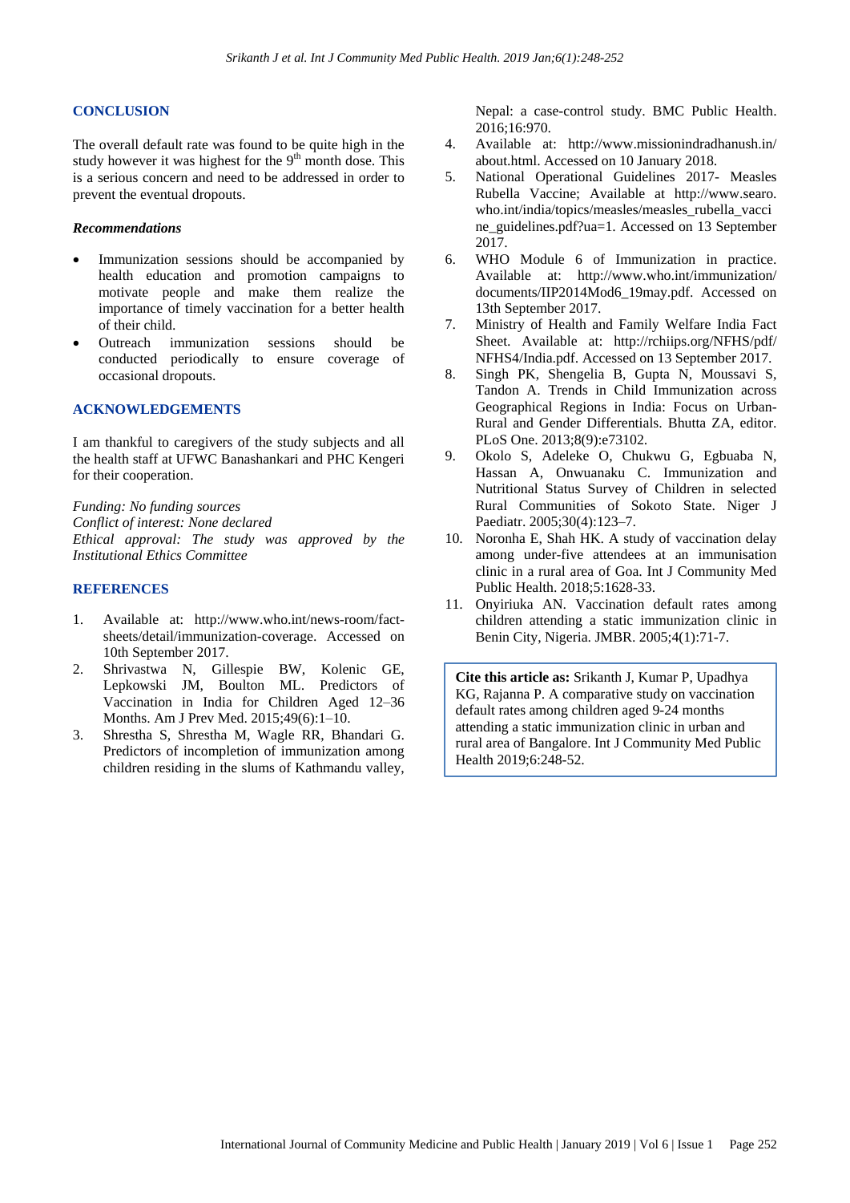## CONCLUSION

The overall default rate was found to be quite high in the study however it was highest for the 9th month dose. This is a serious concern and need to be addressed in order to prevent the eventual dropouts.

### *Recommendations*

- Immunization sessions should be accompanied by health education and promotion campaigns to motivate people and make them realize the importance of timely vaccination for a better health of their child.
- Outreach immunization sessions should be conducted periodically to ensure coverage of occasional dropouts.

## ACKNOWLEDGEMENTS

I am thankful to caregivers of the study subjects and all the health staff at UFWC Banashankari and PHC Kengeri for their cooperation.

*Funding: No funding sources*
*Conflict of interest: None declared*
*Ethical approval: The study was approved by the Institutional Ethics Committee*

## REFERENCES

1. Available at: http://www.who.int/news-room/fact-sheets/detail/immunization-coverage. Accessed on 10th September 2017.
2. Shrivastwa N, Gillespie BW, Kolenic GE, Lepkowski JM, Boulton ML. Predictors of Vaccination in India for Children Aged 12–36 Months. Am J Prev Med. 2015;49(6):1–10.
3. Shrestha S, Shrestha M, Wagle RR, Bhandari G. Predictors of incompletion of immunization among children residing in the slums of Kathmandu valley, Nepal: a case-control study. BMC Public Health. 2016;16:970.
4. Available at: http://www.missionindradhanush.in/about.html. Accessed on 10 January 2018.
5. National Operational Guidelines 2017- Measles Rubella Vaccine; Available at http://www.searo.who.int/india/topics/measles/measles_rubella_vaccine_guidelines.pdf?ua=1. Accessed on 13 September 2017.
6. WHO Module 6 of Immunization in practice. Available at: http://www.who.int/immunization/documents/IIP2014Mod6_19may.pdf. Accessed on 13th September 2017.
7. Ministry of Health and Family Welfare India Fact Sheet. Available at: http://rchiips.org/NFHS/pdf/NFHS4/India.pdf. Accessed on 13 September 2017.
8. Singh PK, Shengelia B, Gupta N, Moussavi S, Tandon A. Trends in Child Immunization across Geographical Regions in India: Focus on Urban-Rural and Gender Differentials. Bhutta ZA, editor. PLoS One. 2013;8(9):e73102.
9. Okolo S, Adeleke O, Chukwu G, Egbuaba N, Hassan A, Onwuanaku C. Immunization and Nutritional Status Survey of Children in selected Rural Communities of Sokoto State. Niger J Paediatr. 2005;30(4):123–7.
10. Noronha E, Shah HK. A study of vaccination delay among under-five attendees at an immunisation clinic in a rural area of Goa. Int J Community Med Public Health. 2018;5:1628-33.
11. Onyiriuka AN. Vaccination default rates among children attending a static immunization clinic in Benin City, Nigeria. JMBR. 2005;4(1):71-7.

**Cite this article as:** Srikanth J, Kumar P, Upadhya KG, Rajanna P. A comparative study on vaccination default rates among children aged 9-24 months attending a static immunization clinic in urban and rural area of Bangalore. Int J Community Med Public Health 2019;6:248-52.